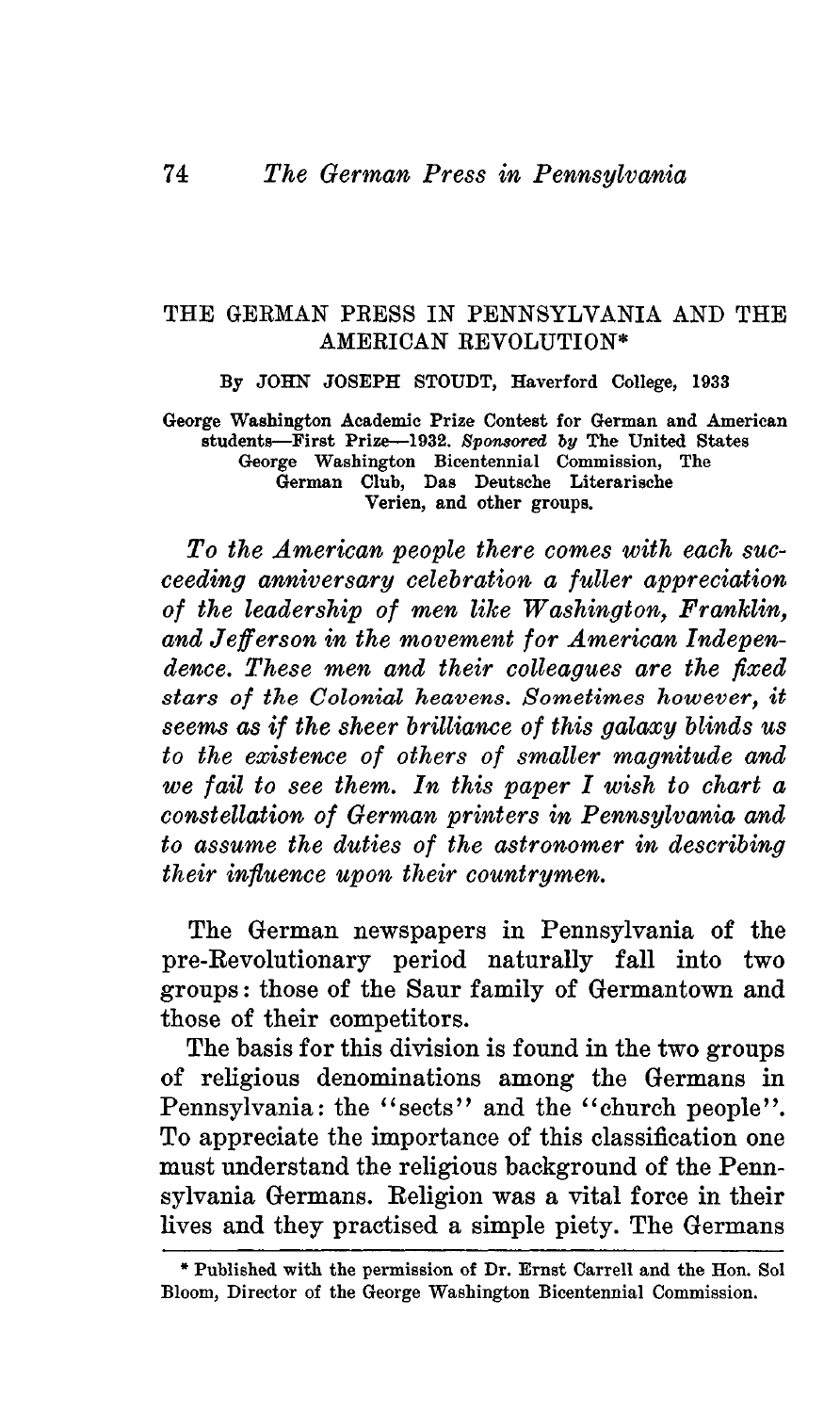# THE GERMAN PRESS IN PENNSYLVANIA AND THE AMERICAN REVOLUTION*

By JOHN JOSEPH STOUDT, Haverford College, 1933

George Washington Academic Prize Contest for German and American students—First Prize—1932. *Sponsored by* The United States George Washington Bicentennial Commission, The German Club, Das Deutsche Literarische Verien, and other groups.

*To the American people there comes with each succeeding anniversary celebration a fuller appreciation of the leadership of men like Washington, Franklin, and Jefferson in the movement for American Independence. These men and their colleagues are the fixed stars of the Colonial heavens. Sometimes however, it seems as if the sheer brilliance of this galaxy blinds us to the existence of others of smaller magnitude and we fail to see them. In this paper I wish to chart a constellation of German printers in Pennsylvania and to assume the duties of the astronomer in describing their influence upon their countrymen.*

The German newspapers in Pennsylvania of the pre-Revolutionary period naturally fall into two groups: those of the Saur family of Germantown and those of their competitors.

The basis for this division is found in the two groups of religious denominations among the Germans in Pennsylvania: the "sects" and the "church people". To appreciate the importance of this classification one must understand the religious background of the Pennsylvania Germans. Religion was a vital force in their lives and they practised a simple piety. The Germans

---

\* Published with the permission of Dr. Ernst Carrell and the Hon. Sol Bloom, Director of the George Washington Bicentennial Commission.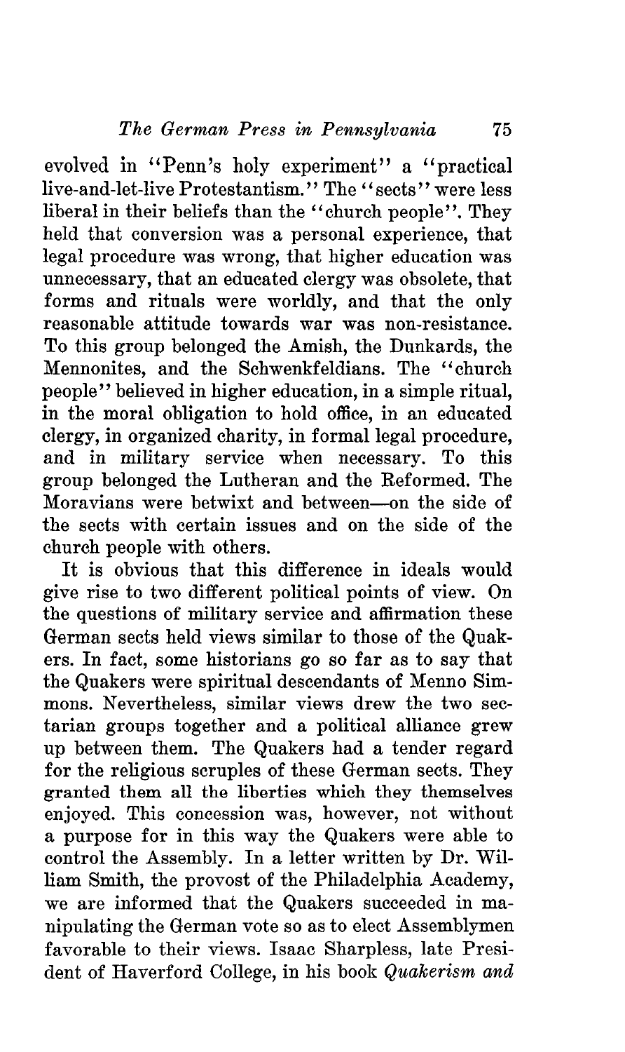evolved in "Penn's holy experiment" a "practical live-and-let-live Protestantism." The "sects" were less liberal in their beliefs than the "church people". They held that conversion was a personal experience, that legal procedure was wrong, that higher education was unnecessary, that an educated clergy was obsolete, that forms and rituals were worldly, and that the only reasonable attitude towards war was non-resistance. To this group belonged the Amish, the Dunkards, the Mennonites, and the Schwenkfeldians. The "church people" believed in higher education, in a simple ritual, in the moral obligation to hold office, in an educated clergy, in organized charity, in formal legal procedure, and in military service when necessary. To this group belonged the Lutheran and the Reformed. The Moravians were betwixt and between—on the side of the sects with certain issues and on the side of the church people with others.

It is obvious that this difference in ideals would give rise to two different political points of view. On the questions of military service and affirmation these German sects held views similar to those of the Quakers. In fact, some historians go so far as to say that the Quakers were spiritual descendants of Menno Simmons. Nevertheless, similar views drew the two sectarian groups together and a political alliance grew up between them. The Quakers had a tender regard for the religious scruples of these German sects. They granted them all the liberties which they themselves enjoyed. This concession was, however, not without a purpose for in this way the Quakers were able to control the Assembly. In a letter written by Dr. William Smith, the provost of the Philadelphia Academy, we are informed that the Quakers succeeded in manipulating the German vote so as to elect Assemblymen favorable to their views. Isaac Sharpless, late President of Haverford College, in his book *Quakerism and*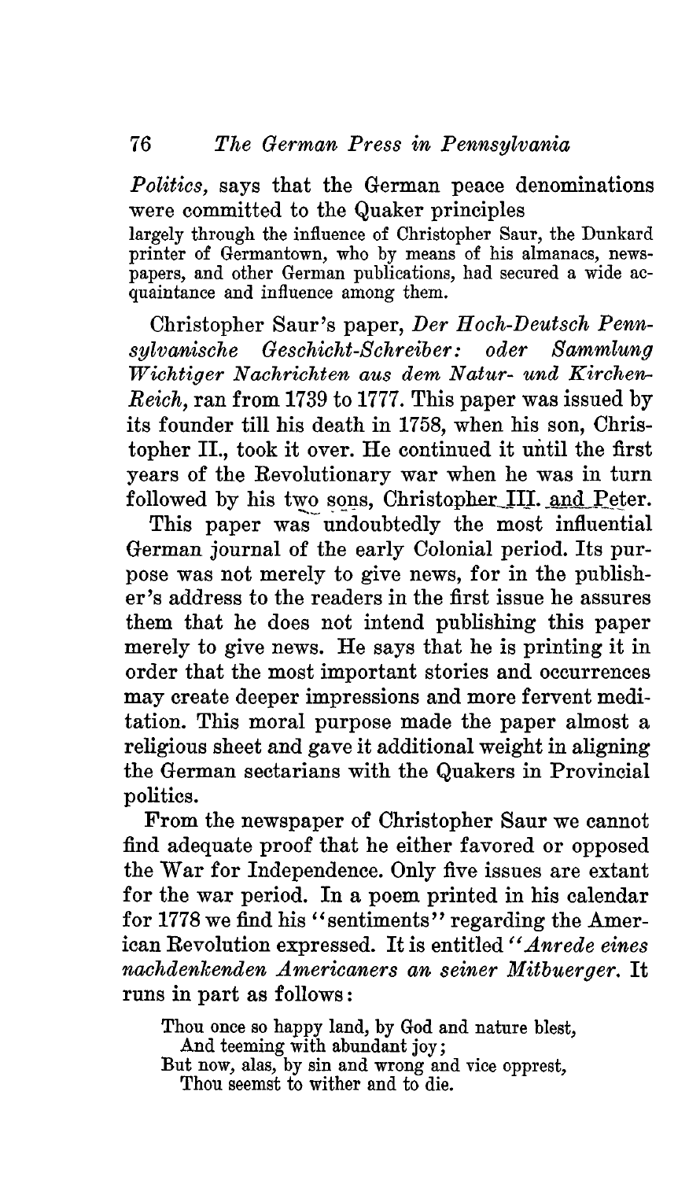*Politics,* says that the German peace denominations were committed to the Quaker principles

> largely through the influence of Christopher Saur, the Dunkard printer of Germantown, who by means of his almanacs, newspapers, and other German publications, had secured a wide acquaintance and influence among them.

Christopher Saur's paper, *Der Hoch-Deutsch Pennsylvanische Geschicht-Schreiber: oder Sammlung Wichtiger Nachrichten aus dem Natur- und Kirchen-Reich,* ran from 1739 to 1777. This paper was issued by its founder till his death in 1758, when his son, Christopher II., took it over. He continued it until the first years of the Revolutionary war when he was in turn followed by his two sons, Christopher III. and Peter.

This paper was undoubtedly the most influential German journal of the early Colonial period. Its purpose was not merely to give news, for in the publisher's address to the readers in the first issue he assures them that he does not intend publishing this paper merely to give news. He says that he is printing it in order that the most important stories and occurrences may create deeper impressions and more fervent meditation. This moral purpose made the paper almost a religious sheet and gave it additional weight in aligning the German sectarians with the Quakers in Provincial politics.

From the newspaper of Christopher Saur we cannot find adequate proof that he either favored or opposed the War for Independence. Only five issues are extant for the war period. In a poem printed in his calendar for 1778 we find his "sentiments" regarding the American Revolution expressed. It is entitled "*Anrede eines nachdenkenden Americaners an seiner Mitbuerger.* It runs in part as follows:

> Thou once so happy land, by God and nature blest,
> And teeming with abundant joy;
> But now, alas, by sin and wrong and vice opprest,
> Thou seemst to wither and to die.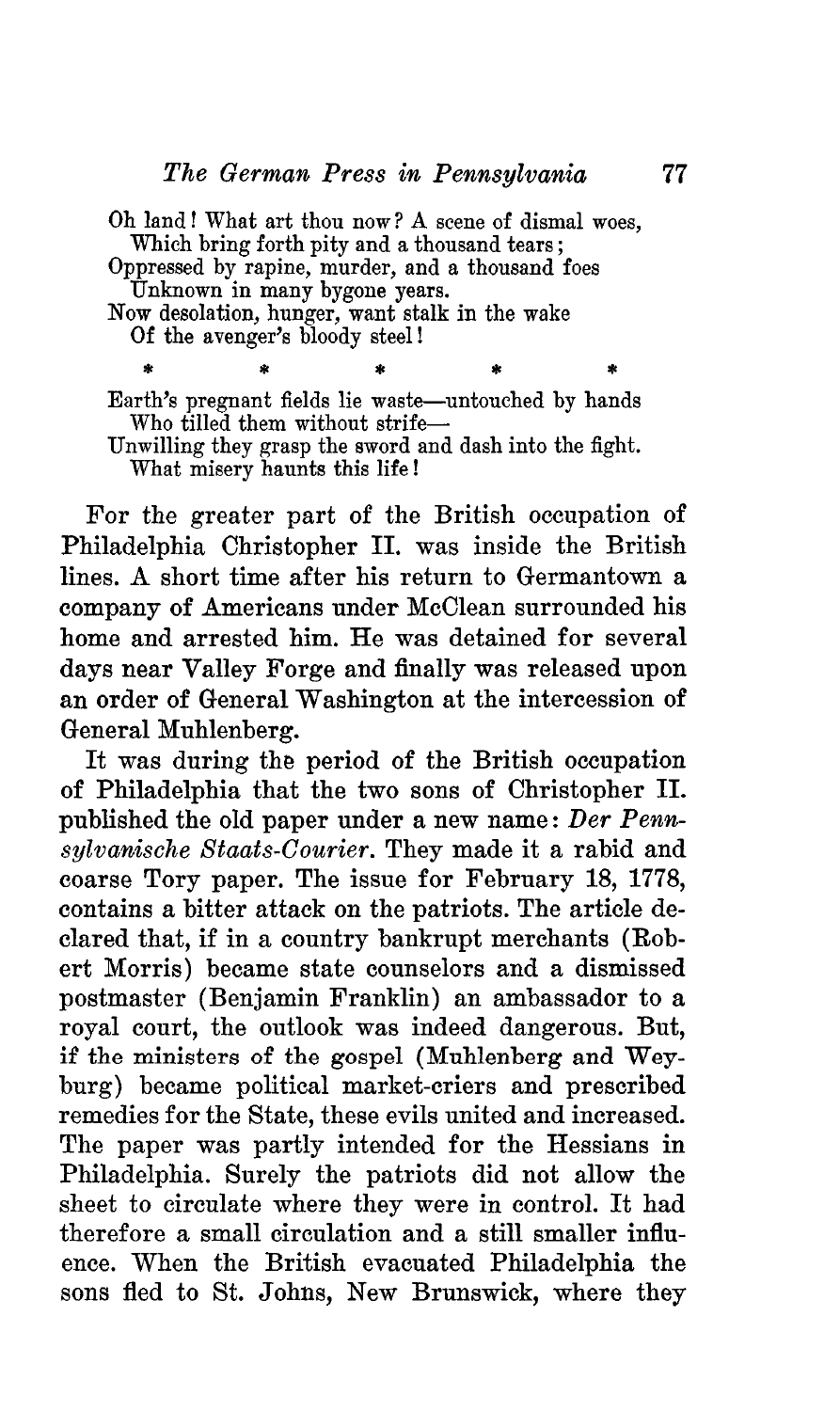Oh land! What art thou now? A scene of dismal woes,
  Which bring forth pity and a thousand tears;
Oppressed by rapine, murder, and a thousand foes
  Unknown in many bygone years.
Now desolation, hunger, want stalk in the wake
  Of the avenger's bloody steel!

\*  \*  \*  \*  \*

Earth's pregnant fields lie waste—untouched by hands
  Who tilled them without strife—
Unwilling they grasp the sword and dash into the fight.
  What misery haunts this life!

For the greater part of the British occupation of Philadelphia Christopher II. was inside the British lines. A short time after his return to Germantown a company of Americans under McClean surrounded his home and arrested him. He was detained for several days near Valley Forge and finally was released upon an order of General Washington at the intercession of General Muhlenberg.

It was during the period of the British occupation of Philadelphia that the two sons of Christopher II. published the old paper under a new name: *Der Pennsylvanische Staats-Courier*. They made it a rabid and coarse Tory paper. The issue for February 18, 1778, contains a bitter attack on the patriots. The article declared that, if in a country bankrupt merchants (Robert Morris) became state counselors and a dismissed postmaster (Benjamin Franklin) an ambassador to a royal court, the outlook was indeed dangerous. But, if the ministers of the gospel (Muhlenberg and Weyburg) became political market-criers and prescribed remedies for the State, these evils united and increased. The paper was partly intended for the Hessians in Philadelphia. Surely the patriots did not allow the sheet to circulate where they were in control. It had therefore a small circulation and a still smaller influence. When the British evacuated Philadelphia the sons fled to St. Johns, New Brunswick, where they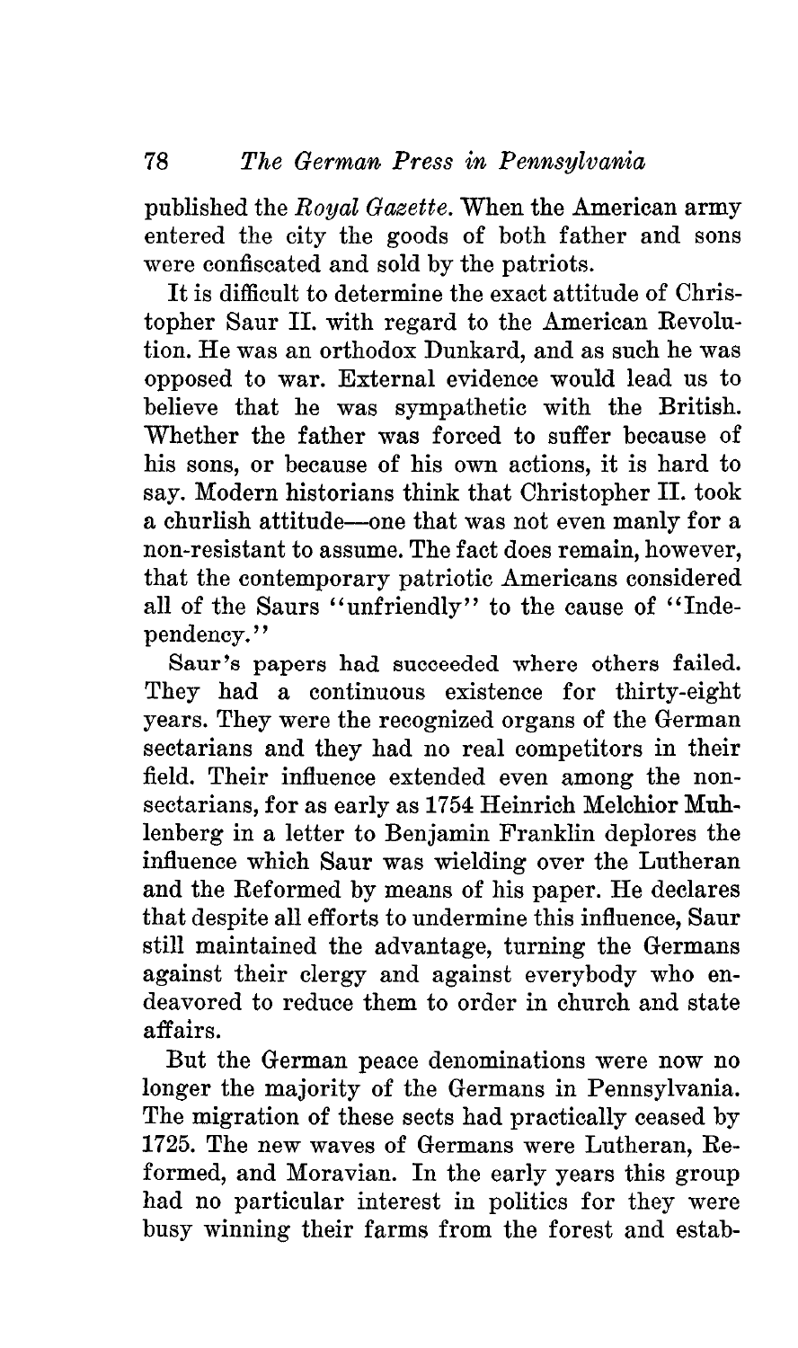published the *Royal Gazette*. When the American army entered the city the goods of both father and sons were confiscated and sold by the patriots.

It is difficult to determine the exact attitude of Christopher Saur II. with regard to the American Revolution. He was an orthodox Dunkard, and as such he was opposed to war. External evidence would lead us to believe that he was sympathetic with the British. Whether the father was forced to suffer because of his sons, or because of his own actions, it is hard to say. Modern historians think that Christopher II. took a churlish attitude—one that was not even manly for a non-resistant to assume. The fact does remain, however, that the contemporary patriotic Americans considered all of the Saurs "unfriendly" to the cause of "Independency."

Saur's papers had succeeded where others failed. They had a continuous existence for thirty-eight years. They were the recognized organs of the German sectarians and they had no real competitors in their field. Their influence extended even among the non-sectarians, for as early as 1754 Heinrich Melchior Muhlenberg in a letter to Benjamin Franklin deplores the influence which Saur was wielding over the Lutheran and the Reformed by means of his paper. He declares that despite all efforts to undermine this influence, Saur still maintained the advantage, turning the Germans against their clergy and against everybody who endeavored to reduce them to order in church and state affairs.

But the German peace denominations were now no longer the majority of the Germans in Pennsylvania. The migration of these sects had practically ceased by 1725. The new waves of Germans were Lutheran, Reformed, and Moravian. In the early years this group had no particular interest in politics for they were busy winning their farms from the forest and estab-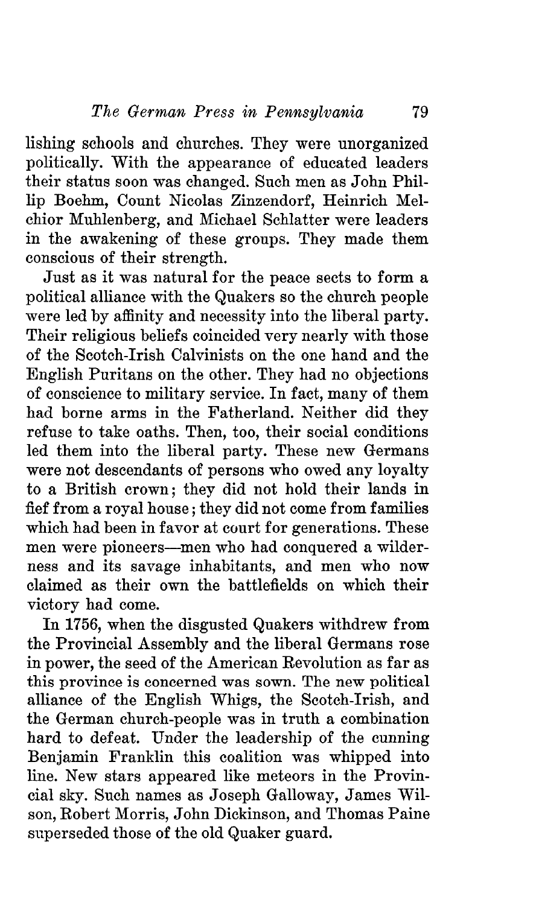lishing schools and churches. They were unorganized politically. With the appearance of educated leaders their status soon was changed. Such men as John Phillip Boehm, Count Nicolas Zinzendorf, Heinrich Melchior Muhlenberg, and Michael Schlatter were leaders in the awakening of these groups. They made them conscious of their strength.

Just as it was natural for the peace sects to form a political alliance with the Quakers so the church people were led by affinity and necessity into the liberal party. Their religious beliefs coincided very nearly with those of the Scotch-Irish Calvinists on the one hand and the English Puritans on the other. They had no objections of conscience to military service. In fact, many of them had borne arms in the Fatherland. Neither did they refuse to take oaths. Then, too, their social conditions led them into the liberal party. These new Germans were not descendants of persons who owed any loyalty to a British crown; they did not hold their lands in fief from a royal house; they did not come from families which had been in favor at court for generations. These men were pioneers—men who had conquered a wilderness and its savage inhabitants, and men who now claimed as their own the battlefields on which their victory had come.

In 1756, when the disgusted Quakers withdrew from the Provincial Assembly and the liberal Germans rose in power, the seed of the American Revolution as far as this province is concerned was sown. The new political alliance of the English Whigs, the Scotch-Irish, and the German church-people was in truth a combination hard to defeat. Under the leadership of the cunning Benjamin Franklin this coalition was whipped into line. New stars appeared like meteors in the Provincial sky. Such names as Joseph Galloway, James Wilson, Robert Morris, John Dickinson, and Thomas Paine superseded those of the old Quaker guard.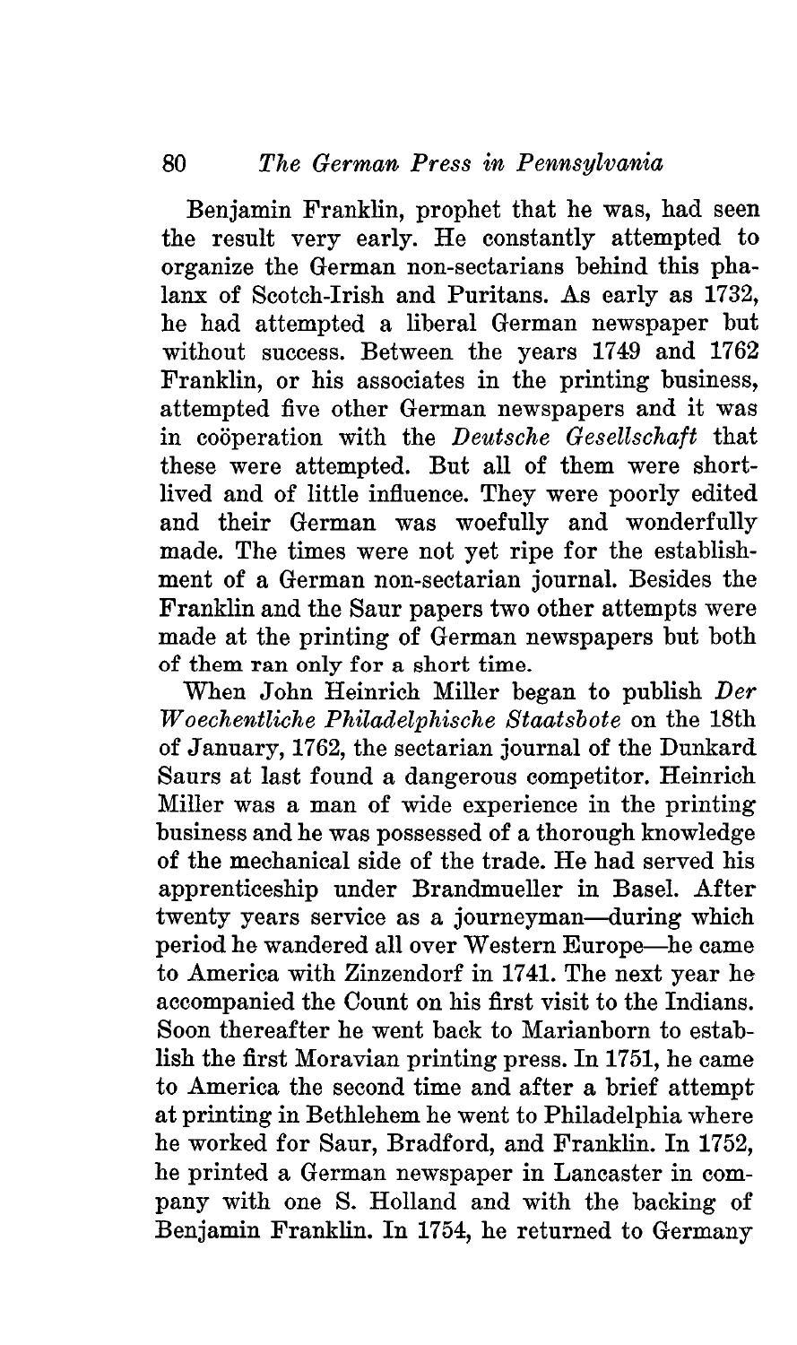Benjamin Franklin, prophet that he was, had seen the result very early. He constantly attempted to organize the German non-sectarians behind this phalanx of Scotch-Irish and Puritans. As early as 1732, he had attempted a liberal German newspaper but without success. Between the years 1749 and 1762 Franklin, or his associates in the printing business, attempted five other German newspapers and it was in coöperation with the *Deutsche Gesellschaft* that these were attempted. But all of them were short-lived and of little influence. They were poorly edited and their German was woefully and wonderfully made. The times were not yet ripe for the establishment of a German non-sectarian journal. Besides the Franklin and the Saur papers two other attempts were made at the printing of German newspapers but both of them ran only for a short time.

When John Heinrich Miller began to publish *Der Woechentliche Philadelphische Staatsbote* on the 18th of January, 1762, the sectarian journal of the Dunkard Saurs at last found a dangerous competitor. Heinrich Miller was a man of wide experience in the printing business and he was possessed of a thorough knowledge of the mechanical side of the trade. He had served his apprenticeship under Brandmueller in Basel. After twenty years service as a journeyman—during which period he wandered all over Western Europe—he came to America with Zinzendorf in 1741. The next year he accompanied the Count on his first visit to the Indians. Soon thereafter he went back to Marianborn to establish the first Moravian printing press. In 1751, he came to America the second time and after a brief attempt at printing in Bethlehem he went to Philadelphia where he worked for Saur, Bradford, and Franklin. In 1752, he printed a German newspaper in Lancaster in company with one S. Holland and with the backing of Benjamin Franklin. In 1754, he returned to Germany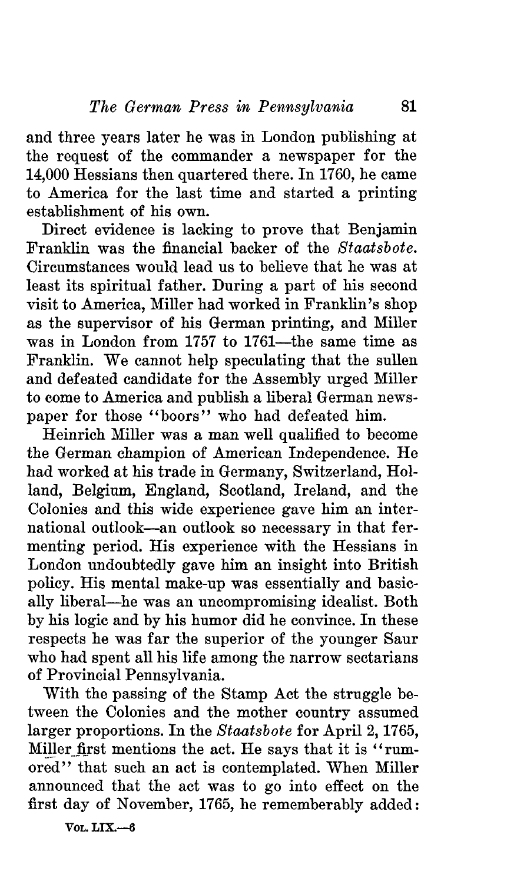and three years later he was in London publishing at the request of the commander a newspaper for the 14,000 Hessians then quartered there. In 1760, he came to America for the last time and started a printing establishment of his own.

Direct evidence is lacking to prove that Benjamin Franklin was the financial backer of the *Staatsbote*. Circumstances would lead us to believe that he was at least its spiritual father. During a part of his second visit to America, Miller had worked in Franklin's shop as the supervisor of his German printing, and Miller was in London from 1757 to 1761—the same time as Franklin. We cannot help speculating that the sullen and defeated candidate for the Assembly urged Miller to come to America and publish a liberal German newspaper for those "boors" who had defeated him.

Heinrich Miller was a man well qualified to become the German champion of American Independence. He had worked at his trade in Germany, Switzerland, Holland, Belgium, England, Scotland, Ireland, and the Colonies and this wide experience gave him an international outlook—an outlook so necessary in that fermenting period. His experience with the Hessians in London undoubtedly gave him an insight into British policy. His mental make-up was essentially and basically liberal—he was an uncompromising idealist. Both by his logic and by his humor did he convince. In these respects he was far the superior of the younger Saur who had spent all his life among the narrow sectarians of Provincial Pennsylvania.

With the passing of the Stamp Act the struggle between the Colonies and the mother country assumed larger proportions. In the *Staatsbote* for April 2, 1765, Miller first mentions the act. He says that it is "rumored" that such an act is contemplated. When Miller announced that the act was to go into effect on the first day of November, 1765, he rememberably added: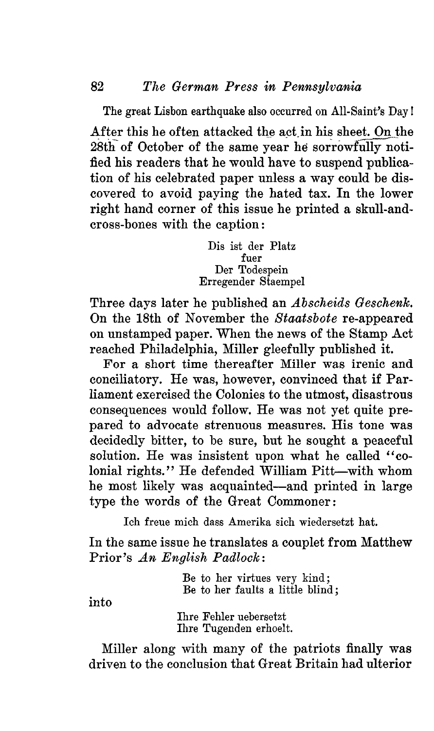The great Lisbon earthquake also occurred on All-Saint's Day!

After this he often attacked the act in his sheet. On the 28th of October of the same year he sorrowfully notified his readers that he would have to suspend publication of his celebrated paper unless a way could be discovered to avoid paying the hated tax. In the lower right hand corner of this issue he printed a skull-and-cross-bones with the caption:

> Dis ist der Platz
> fuer
> Der Todespein
> Erregender Staempel

Three days later he published an *Abscheids Geschenk.* On the 18th of November the *Staatsbote* re-appeared on unstamped paper. When the news of the Stamp Act reached Philadelphia, Miller gleefully published it.

For a short time thereafter Miller was irenic and conciliatory. He was, however, convinced that if Parliament exercised the Colonies to the utmost, disastrous consequences would follow. He was not yet quite prepared to advocate strenuous measures. His tone was decidedly bitter, to be sure, but he sought a peaceful solution. He was insistent upon what he called "colonial rights." He defended William Pitt—with whom he most likely was acquainted—and printed in large type the words of the Great Commoner:

> Ich freue mich dass Amerika sich wiedersetzt hat.

In the same issue he translates a couplet from Matthew Prior's *An English Padlock*:

> Be to her virtues very kind;
> Be to her faults a little blind;

into

> Ihre Fehler uebersetzt
> Ihre Tugenden erhoelt.

Miller along with many of the patriots finally was driven to the conclusion that Great Britain had ulterior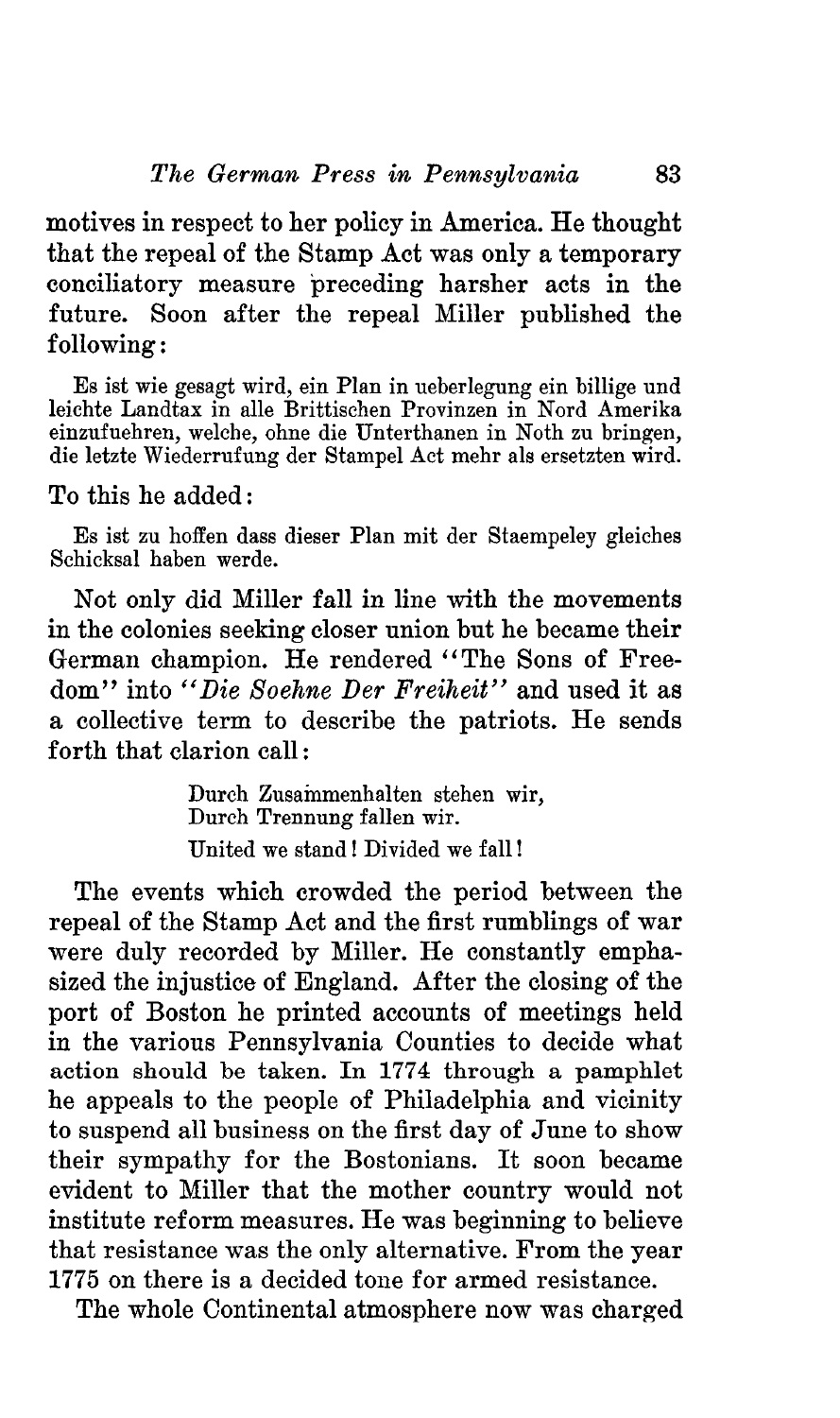motives in respect to her policy in America. He thought that the repeal of the Stamp Act was only a temporary conciliatory measure preceding harsher acts in the future. Soon after the repeal Miller published the following:

> Es ist wie gesagt wird, ein Plan in ueberlegung ein billige und leichte Landtax in alle Brittischen Provinzen in Nord Amerika einzufuehren, welche, ohne die Unterthanen in Noth zu bringen, die letzte Wiederrufung der Stampel Act mehr als ersetzten wird.

To this he added:

> Es ist zu hoffen dass dieser Plan mit der Staempeley gleiches Schicksal haben werde.

Not only did Miller fall in line with the movements in the colonies seeking closer union but he became their German champion. He rendered "The Sons of Freedom" into "*Die Soehne Der Freiheit*" and used it as a collective term to describe the patriots. He sends forth that clarion call:

> Durch Zusammenhalten stehen wir,
> Durch Trennung fallen wir.
>
> United we stand! Divided we fall!

The events which crowded the period between the repeal of the Stamp Act and the first rumblings of war were duly recorded by Miller. He constantly emphasized the injustice of England. After the closing of the port of Boston he printed accounts of meetings held in the various Pennsylvania Counties to decide what action should be taken. In 1774 through a pamphlet he appeals to the people of Philadelphia and vicinity to suspend all business on the first day of June to show their sympathy for the Bostonians. It soon became evident to Miller that the mother country would not institute reform measures. He was beginning to believe that resistance was the only alternative. From the year 1775 on there is a decided tone for armed resistance.

The whole Continental atmosphere now was charged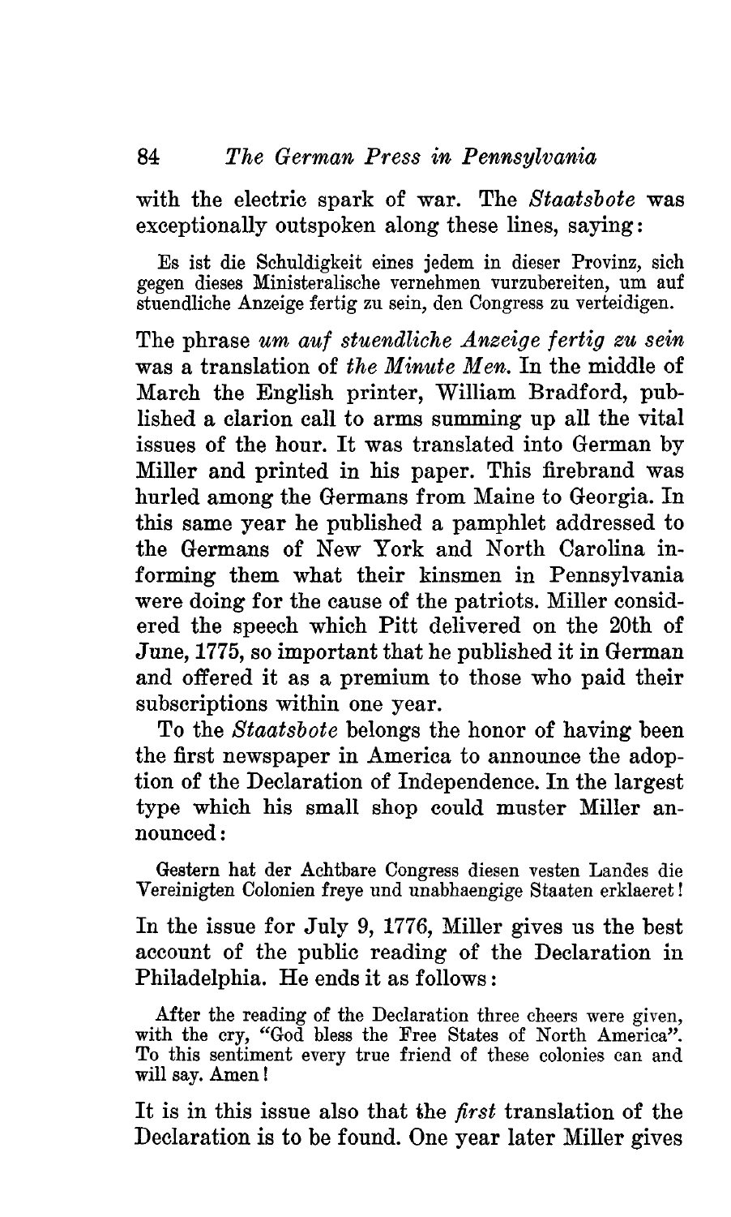with the electric spark of war. The *Staatsbote* was exceptionally outspoken along these lines, saying:

> Es ist die Schuldigkeit eines jedem in dieser Provinz, sich gegen dieses Ministeralische vernehmen vurzubereiten, um auf stuendliche Anzeige fertig zu sein, den Congress zu verteidigen.

The phrase *um auf stuendliche Anzeige fertig zu sein* was a translation of *the Minute Men.* In the middle of March the English printer, William Bradford, published a clarion call to arms summing up all the vital issues of the hour. It was translated into German by Miller and printed in his paper. This firebrand was hurled among the Germans from Maine to Georgia. In this same year he published a pamphlet addressed to the Germans of New York and North Carolina informing them what their kinsmen in Pennsylvania were doing for the cause of the patriots. Miller considered the speech which Pitt delivered on the 20th of June, 1775, so important that he published it in German and offered it as a premium to those who paid their subscriptions within one year.

To the *Staatsbote* belongs the honor of having been the first newspaper in America to announce the adoption of the Declaration of Independence. In the largest type which his small shop could muster Miller announced:

> Gestern hat der Achtbare Congress diesen vesten Landes die Vereinigten Colonien freye und unabhaengige Staaten erklaeret!

In the issue for July 9, 1776, Miller gives us the best account of the public reading of the Declaration in Philadelphia. He ends it as follows:

> After the reading of the Declaration three cheers were given, with the cry, "God bless the Free States of North America". To this sentiment every true friend of these colonies can and will say. Amen!

It is in this issue also that the *first* translation of the Declaration is to be found. One year later Miller gives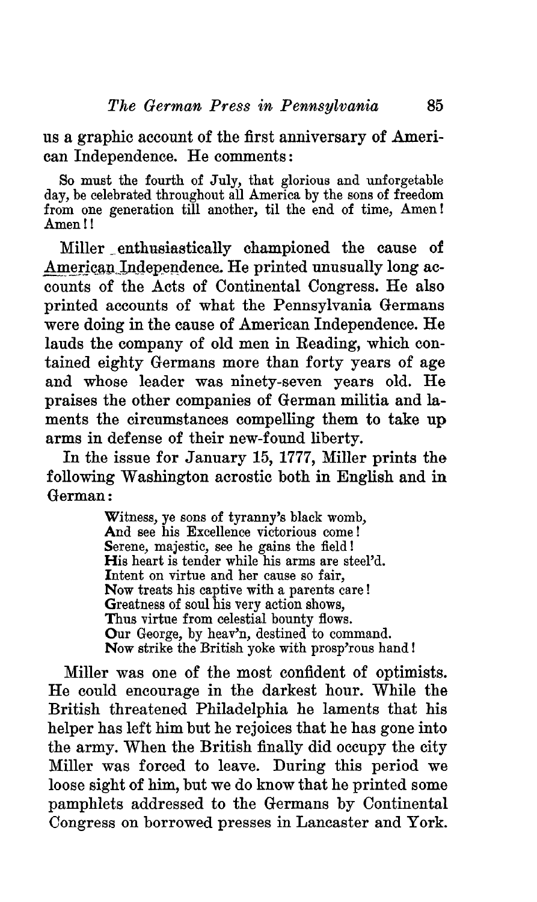us a graphic account of the first anniversary of American Independence. He comments:

> So must the fourth of July, that glorious and unforgetable day, be celebrated throughout all America by the sons of freedom from one generation till another, til the end of time, Amen! Amen!!

Miller enthusiastically championed the cause of American Independence. He printed unusually long accounts of the Acts of Continental Congress. He also printed accounts of what the Pennsylvania Germans were doing in the cause of American Independence. He lauds the company of old men in Reading, which contained eighty Germans more than forty years of age and whose leader was ninety-seven years old. He praises the other companies of German militia and laments the circumstances compelling them to take up arms in defense of their new-found liberty.

In the issue for January 15, 1777, Miller prints the following Washington acrostic both in English and in German:

> Witness, ye sons of tyranny's black womb,
> And see his Excellence victorious come!
> Serene, majestic, see he gains the field!
> His heart is tender while his arms are steel'd.
> Intent on virtue and her cause so fair,
> Now treats his captive with a parents care!
> Greatness of soul his very action shows,
> Thus virtue from celestial bounty flows.
> Our George, by heav'n, destined to command.
> Now strike the British yoke with prosp'rous hand!

Miller was one of the most confident of optimists. He could encourage in the darkest hour. While the British threatened Philadelphia he laments that his helper has left him but he rejoices that he has gone into the army. When the British finally did occupy the city Miller was forced to leave. During this period we loose sight of him, but we do know that he printed some pamphlets addressed to the Germans by Continental Congress on borrowed presses in Lancaster and York.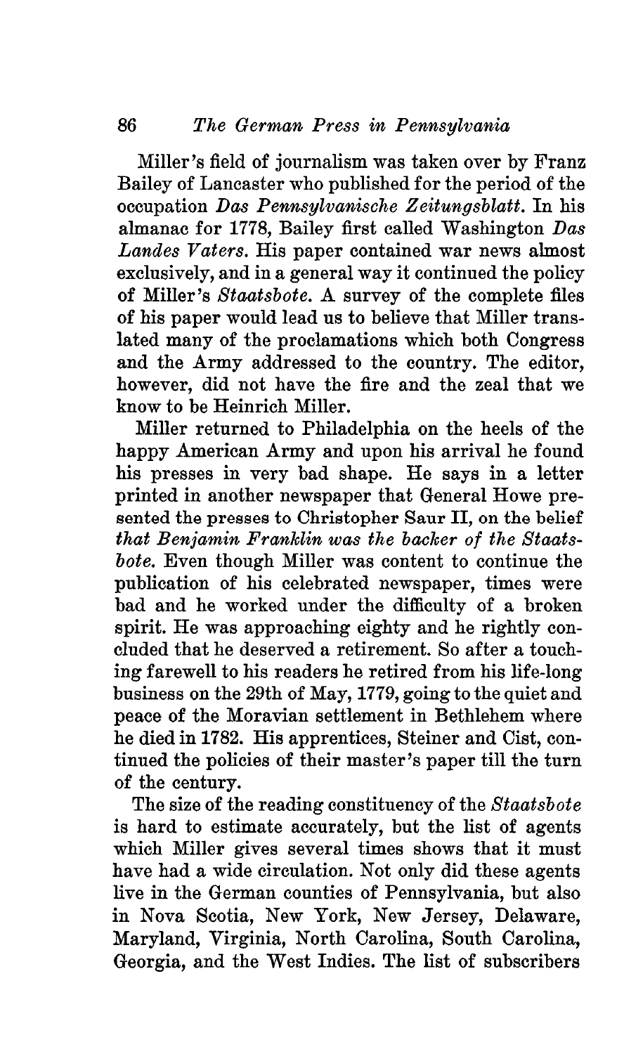Miller's field of journalism was taken over by Franz Bailey of Lancaster who published for the period of the occupation *Das Pennsylvanische Zeitungsblatt.* In his almanac for 1778, Bailey first called Washington *Das Landes Vaters.* His paper contained war news almost exclusively, and in a general way it continued the policy of Miller's *Staatsbote.* A survey of the complete files of his paper would lead us to believe that Miller translated many of the proclamations which both Congress and the Army addressed to the country. The editor, however, did not have the fire and the zeal that we know to be Heinrich Miller.

Miller returned to Philadelphia on the heels of the happy American Army and upon his arrival he found his presses in very bad shape. He says in a letter printed in another newspaper that General Howe presented the presses to Christopher Saur II, on the belief *that Benjamin Franklin was the backer of the Staatsbote.* Even though Miller was content to continue the publication of his celebrated newspaper, times were bad and he worked under the difficulty of a broken spirit. He was approaching eighty and he rightly concluded that he deserved a retirement. So after a touching farewell to his readers he retired from his life-long business on the 29th of May, 1779, going to the quiet and peace of the Moravian settlement in Bethlehem where he died in 1782. His apprentices, Steiner and Cist, continued the policies of their master's paper till the turn of the century.

The size of the reading constituency of the *Staatsbote* is hard to estimate accurately, but the list of agents which Miller gives several times shows that it must have had a wide circulation. Not only did these agents live in the German counties of Pennsylvania, but also in Nova Scotia, New York, New Jersey, Delaware, Maryland, Virginia, North Carolina, South Carolina, Georgia, and the West Indies. The list of subscribers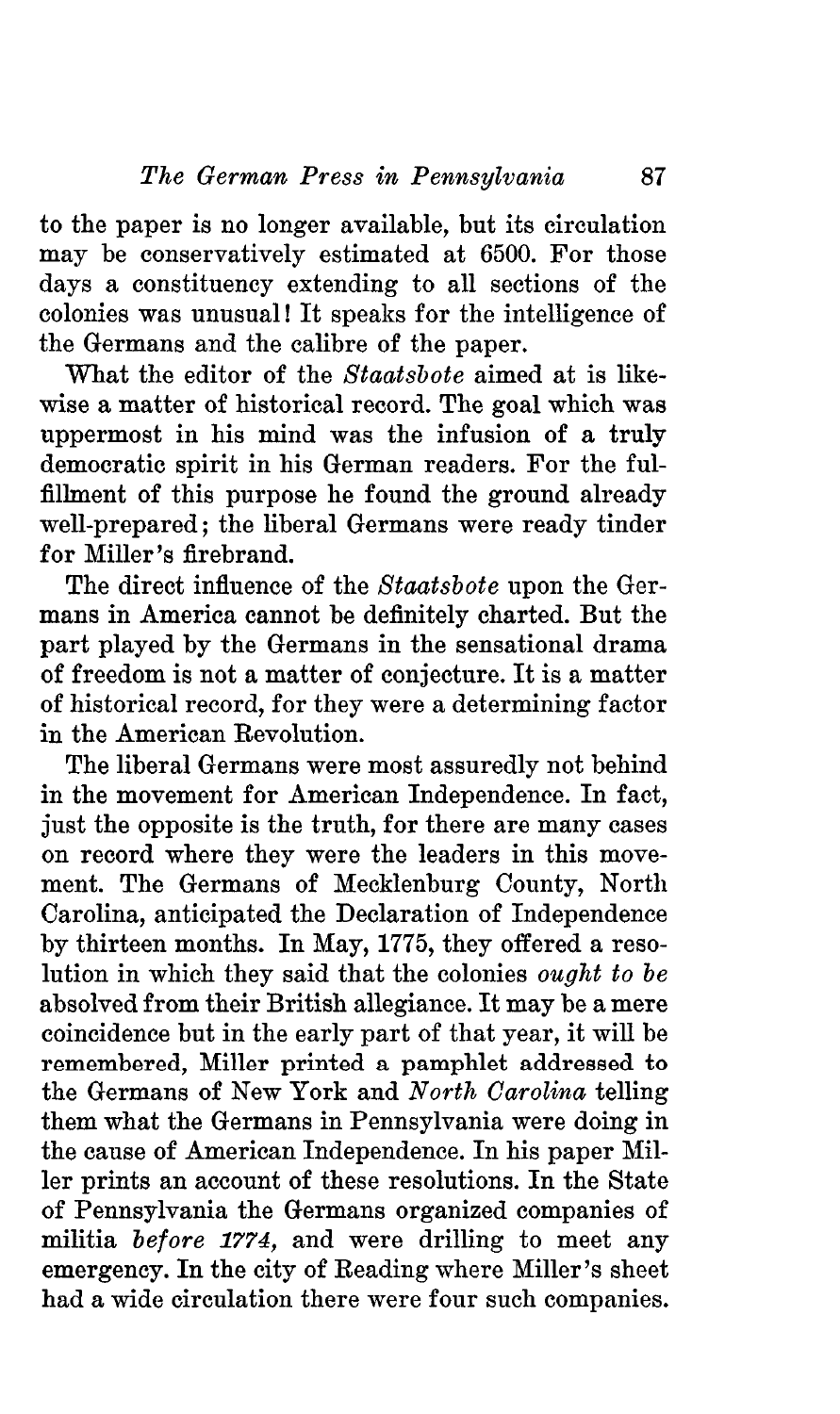to the paper is no longer available, but its circulation may be conservatively estimated at 6500. For those days a constituency extending to all sections of the colonies was unusual! It speaks for the intelligence of the Germans and the calibre of the paper.

What the editor of the *Staatsbote* aimed at is likewise a matter of historical record. The goal which was uppermost in his mind was the infusion of a truly democratic spirit in his German readers. For the fulfillment of this purpose he found the ground already well-prepared; the liberal Germans were ready tinder for Miller's firebrand.

The direct influence of the *Staatsbote* upon the Germans in America cannot be definitely charted. But the part played by the Germans in the sensational drama of freedom is not a matter of conjecture. It is a matter of historical record, for they were a determining factor in the American Revolution.

The liberal Germans were most assuredly not behind in the movement for American Independence. In fact, just the opposite is the truth, for there are many cases on record where they were the leaders in this movement. The Germans of Mecklenburg County, North Carolina, anticipated the Declaration of Independence by thirteen months. In May, 1775, they offered a resolution in which they said that the colonies *ought to be* absolved from their British allegiance. It may be a mere coincidence but in the early part of that year, it will be remembered, Miller printed a pamphlet addressed to the Germans of New York and *North Carolina* telling them what the Germans in Pennsylvania were doing in the cause of American Independence. In his paper Miller prints an account of these resolutions. In the State of Pennsylvania the Germans organized companies of militia *before 1774,* and were drilling to meet any emergency. In the city of Reading where Miller's sheet had a wide circulation there were four such companies.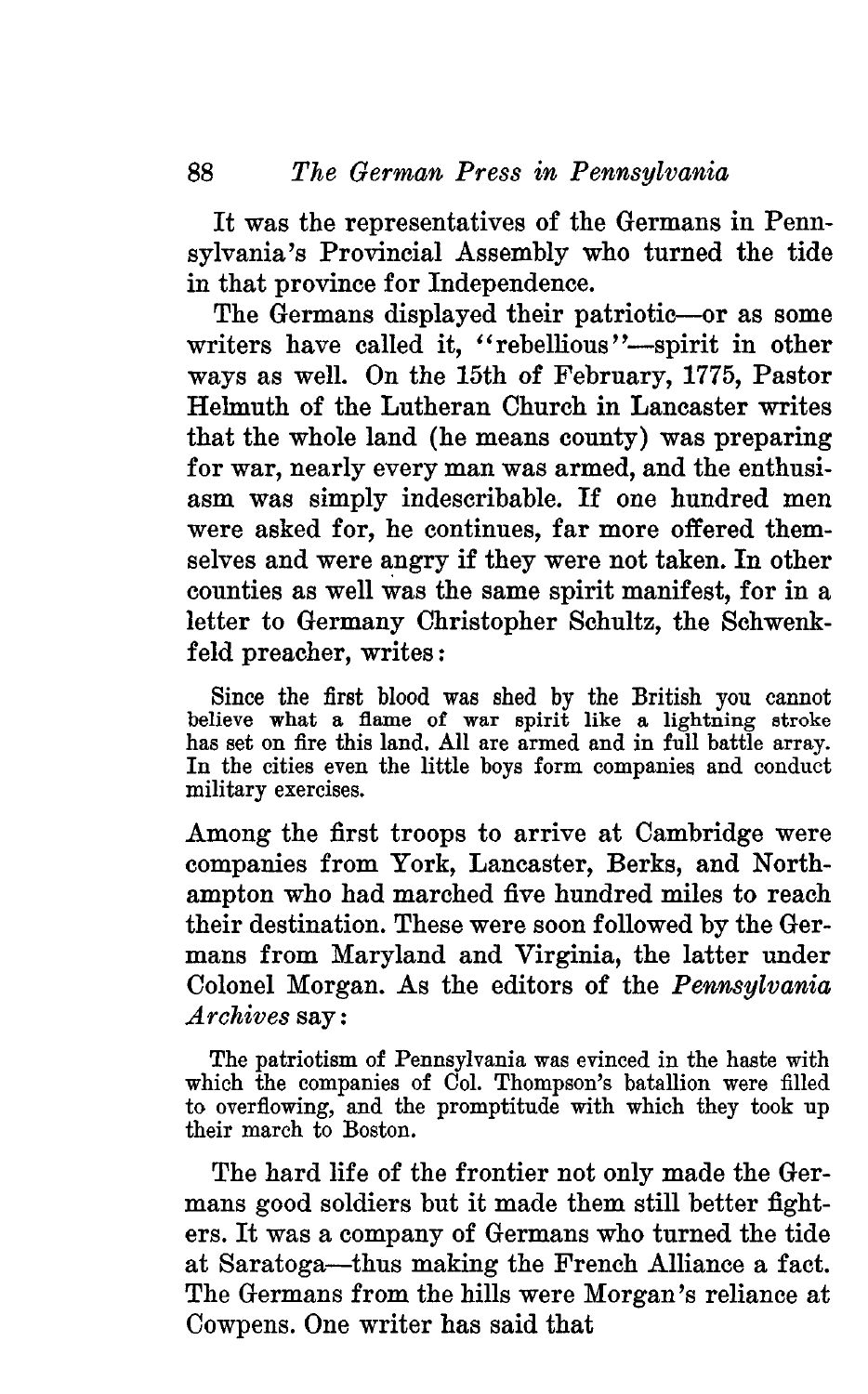It was the representatives of the Germans in Pennsylvania's Provincial Assembly who turned the tide in that province for Independence.

The Germans displayed their patriotic—or as some writers have called it, "rebellious"—spirit in other ways as well. On the 15th of February, 1775, Pastor Helmuth of the Lutheran Church in Lancaster writes that the whole land (he means county) was preparing for war, nearly every man was armed, and the enthusiasm was simply indescribable. If one hundred men were asked for, he continues, far more offered themselves and were angry if they were not taken. In other counties as well was the same spirit manifest, for in a letter to Germany Christopher Schultz, the Schwenkfeld preacher, writes:

> Since the first blood was shed by the British you cannot believe what a flame of war spirit like a lightning stroke has set on fire this land. All are armed and in full battle array. In the cities even the little boys form companies and conduct military exercises.

Among the first troops to arrive at Cambridge were companies from York, Lancaster, Berks, and Northampton who had marched five hundred miles to reach their destination. These were soon followed by the Germans from Maryland and Virginia, the latter under Colonel Morgan. As the editors of the *Pennsylvania Archives* say:

> The patriotism of Pennsylvania was evinced in the haste with which the companies of Col. Thompson's batallion were filled to overflowing, and the promptitude with which they took up their march to Boston.

The hard life of the frontier not only made the Germans good soldiers but it made them still better fighters. It was a company of Germans who turned the tide at Saratoga—thus making the French Alliance a fact. The Germans from the hills were Morgan's reliance at Cowpens. One writer has said that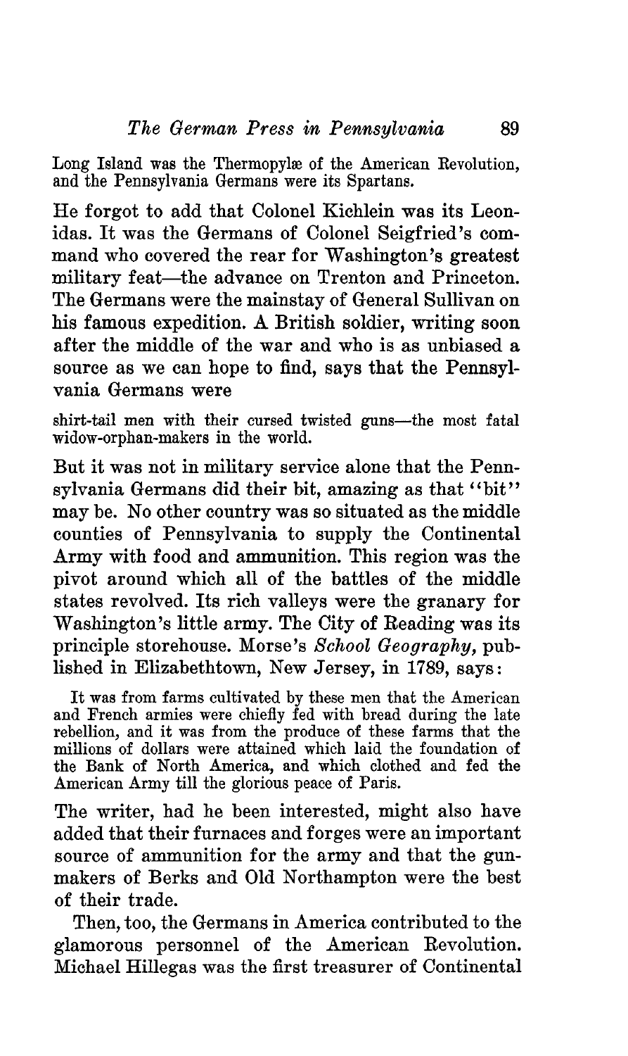> Long Island was the Thermopylæ of the American Revolution, and the Pennsylvania Germans were its Spartans.

He forgot to add that Colonel Kichlein was its Leonidas. It was the Germans of Colonel Seigfried's command who covered the rear for Washington's greatest military feat—the advance on Trenton and Princeton. The Germans were the mainstay of General Sullivan on his famous expedition. A British soldier, writing soon after the middle of the war and who is as unbiased a source as we can hope to find, says that the Pennsylvania Germans were

> shirt-tail men with their cursed twisted guns—the most fatal widow-orphan-makers in the world.

But it was not in military service alone that the Pennsylvania Germans did their bit, amazing as that "bit" may be. No other country was so situated as the middle counties of Pennsylvania to supply the Continental Army with food and ammunition. This region was the pivot around which all of the battles of the middle states revolved. Its rich valleys were the granary for Washington's little army. The City of Reading was its principle storehouse. Morse's *School Geography*, published in Elizabethtown, New Jersey, in 1789, says:

> It was from farms cultivated by these men that the American and French armies were chiefly fed with bread during the late rebellion, and it was from the produce of these farms that the millions of dollars were attained which laid the foundation of the Bank of North America, and which clothed and fed the American Army till the glorious peace of Paris.

The writer, had he been interested, might also have added that their furnaces and forges were an important source of ammunition for the army and that the gunmakers of Berks and Old Northampton were the best of their trade.

Then, too, the Germans in America contributed to the glamorous personnel of the American Revolution. Michael Hillegas was the first treasurer of Continental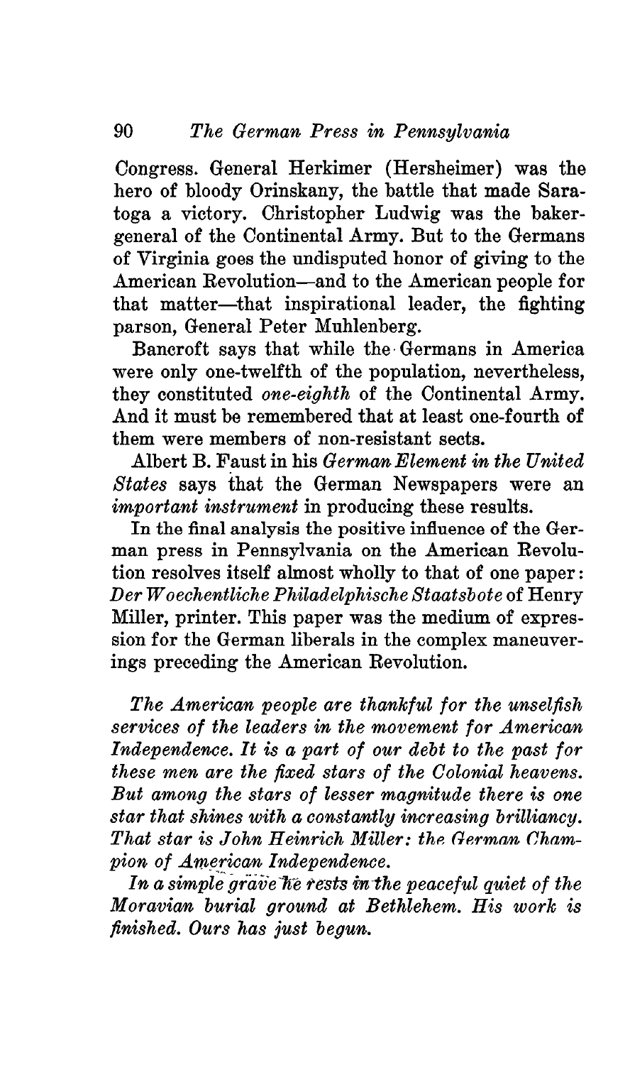Congress. General Herkimer (Hersheimer) was the hero of bloody Orinskany, the battle that made Saratoga a victory. Christopher Ludwig was the baker-general of the Continental Army. But to the Germans of Virginia goes the undisputed honor of giving to the American Revolution—and to the American people for that matter—that inspirational leader, the fighting parson, General Peter Muhlenberg.

Bancroft says that while the Germans in America were only one-twelfth of the population, nevertheless, they constituted *one-eighth* of the Continental Army. And it must be remembered that at least one-fourth of them were members of non-resistant sects.

Albert B. Faust in his *German Element in the United States* says that the German Newspapers were an *important instrument* in producing these results.

In the final analysis the positive influence of the German press in Pennsylvania on the American Revolution resolves itself almost wholly to that of one paper: *Der Woechentliche Philadelphische Staatsbote* of Henry Miller, printer. This paper was the medium of expression for the German liberals in the complex maneuverings preceding the American Revolution.

*The American people are thankful for the unselfish services of the leaders in the movement for American Independence. It is a part of our debt to the past for these men are the fixed stars of the Colonial heavens. But among the stars of lesser magnitude there is one star that shines with a constantly increasing brilliancy. That star is John Heinrich Miller: the German Champion of American Independence.*

*In a simple grave he rests in the peaceful quiet of the Moravian burial ground at Bethlehem. His work is finished. Ours has just begun.*